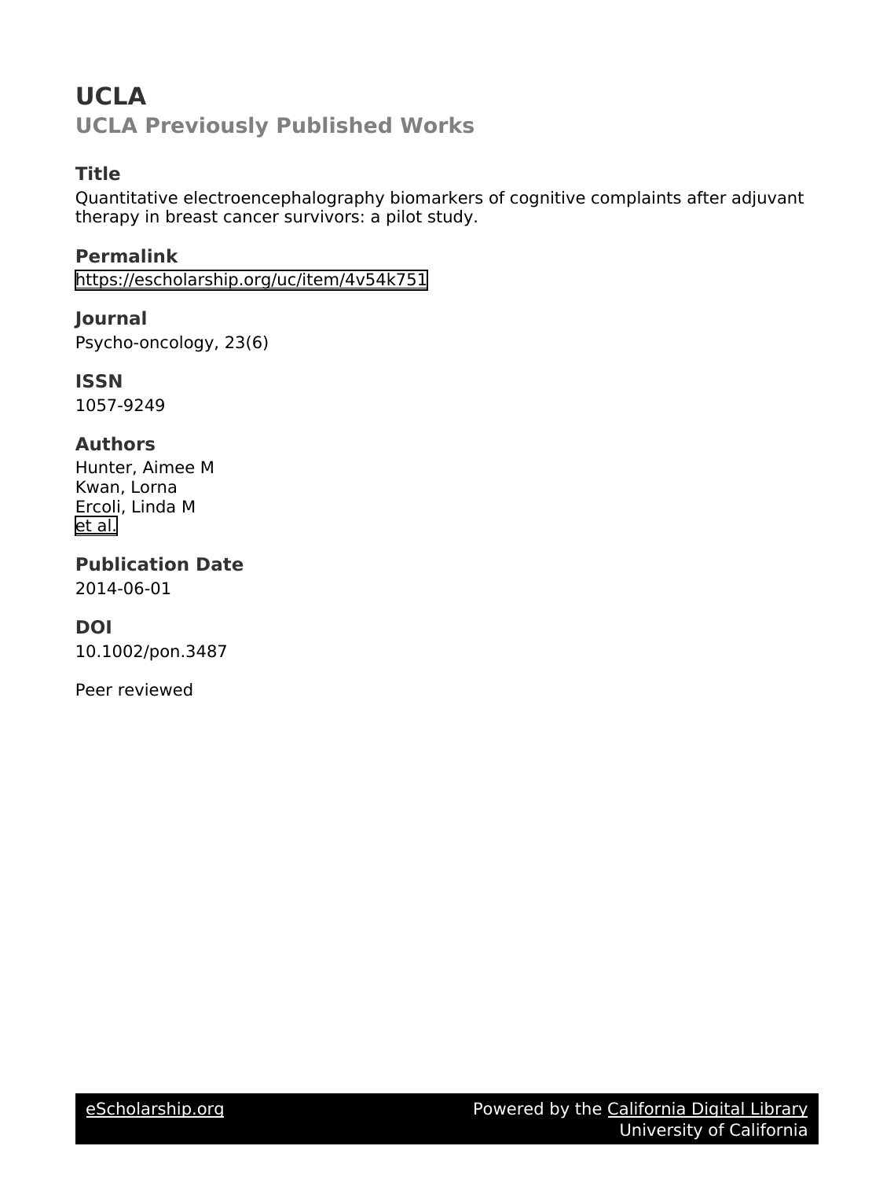# UCLA

## UCLA Previously Published Works

### Title

Quantitative electroencephalography biomarkers of cognitive complaints after adjuvant therapy in breast cancer survivors: a pilot study.

### Permalink

https://escholarship.org/uc/item/4v54k751

### Journal

Psycho-oncology, 23(6)

### ISSN

1057-9249

### Authors

Hunter, Aimee M
Kwan, Lorna
Ercoli, Linda M
et al.

### Publication Date

2014-06-01

### DOI

10.1002/pon.3487

Peer reviewed

eScholarship.org Powered by the California Digital Library University of California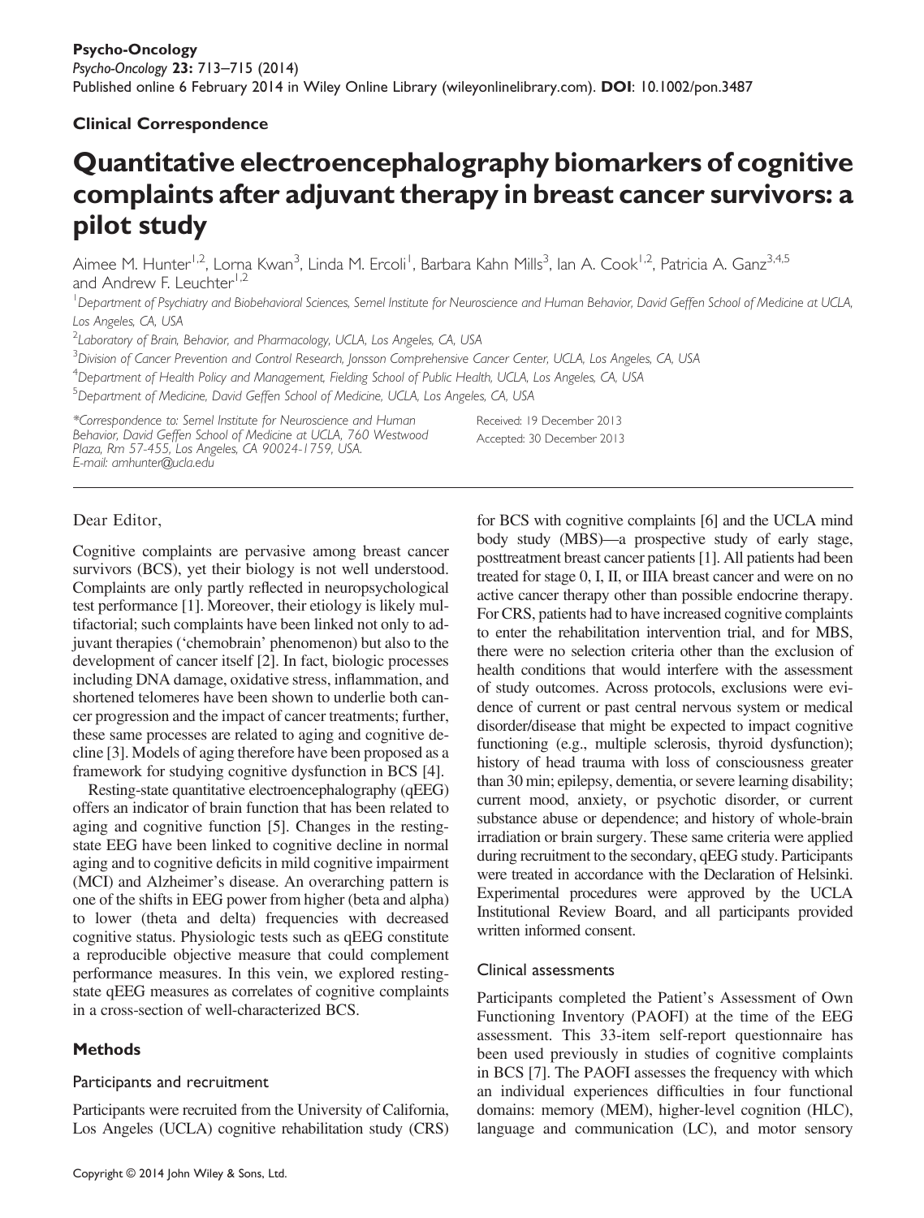**Psycho-Oncology**

*Psycho-Oncology* **23:** 713–715 (2014)

Published online 6 February 2014 in Wiley Online Library (wileyonlinelibrary.com). **DOI**: 10.1002/pon.3487

**Clinical Correspondence**

# Quantitative electroencephalography biomarkers of cognitive complaints after adjuvant therapy in breast cancer survivors: a pilot study

Aimee M. Hunter[1,2], Lorna Kwan[3], Linda M. Ercoli[1], Barbara Kahn Mills[3], Ian A. Cook[1,2], Patricia A. Ganz[3,4,5] and Andrew F. Leuchter[1,2]

[1]*Department of Psychiatry and Biobehavioral Sciences, Semel Institute for Neuroscience and Human Behavior, David Geffen School of Medicine at UCLA, Los Angeles, CA, USA*

[2]*Laboratory of Brain, Behavior, and Pharmacology, UCLA, Los Angeles, CA, USA*

[3]*Division of Cancer Prevention and Control Research, Jonsson Comprehensive Cancer Center, UCLA, Los Angeles, CA, USA*

[4]*Department of Health Policy and Management, Fielding School of Public Health, UCLA, Los Angeles, CA, USA*

[5]*Department of Medicine, David Geffen School of Medicine at UCLA, Los Angeles, CA, USA*

*\*Correspondence to: Semel Institute for Neuroscience and Human Behavior, David Geffen School of Medicine at UCLA, 760 Westwood Plaza, Rm 57-455, Los Angeles, CA 90024-1759, USA. E-mail: amhunter@ucla.edu*

Received: 19 December 2013
Accepted: 30 December 2013

Dear Editor,

Cognitive complaints are pervasive among breast cancer survivors (BCS), yet their biology is not well understood. Complaints are only partly reflected in neuropsychological test performance [1]. Moreover, their etiology is likely multifactorial; such complaints have been linked not only to adjuvant therapies ('chemobrain' phenomenon) but also to the development of cancer itself [2]. In fact, biologic processes including DNA damage, oxidative stress, inflammation, and shortened telomeres have been shown to underlie both cancer progression and the impact of cancer treatments; further, these same processes are related to aging and cognitive decline [3]. Models of aging therefore have been proposed as a framework for studying cognitive dysfunction in BCS [4].

Resting-state quantitative electroencephalography (qEEG) offers an indicator of brain function that has been related to aging and cognitive function [5]. Changes in the resting-state EEG have been linked to cognitive decline in normal aging and to cognitive deficits in mild cognitive impairment (MCI) and Alzheimer's disease. An overarching pattern is one of the shifts in EEG power from higher (beta and alpha) to lower (theta and delta) frequencies with decreased cognitive status. Physiologic tests such as qEEG constitute a reproducible objective measure that could complement performance measures. In this vein, we explored resting-state qEEG measures as correlates of cognitive complaints in a cross-section of well-characterized BCS.

## Methods

### Participants and recruitment

Participants were recruited from the University of California, Los Angeles (UCLA) cognitive rehabilitation study (CRS) for BCS with cognitive complaints [6] and the UCLA mind body study (MBS)—a prospective study of early stage, posttreatment breast cancer patients [1]. All patients had been treated for stage 0, I, II, or IIIA breast cancer and were on no active cancer therapy other than possible endocrine therapy. For CRS, patients had to have increased cognitive complaints to enter the rehabilitation intervention trial, and for MBS, there were no selection criteria other than the exclusion of health conditions that would interfere with the assessment of study outcomes. Across protocols, exclusions were evidence of current or past central nervous system or medical disorder/disease that might be expected to impact cognitive functioning (e.g., multiple sclerosis, thyroid dysfunction); history of head trauma with loss of consciousness greater than 30 min; epilepsy, dementia, or severe learning disability; current mood, anxiety, or psychotic disorder, or current substance abuse or dependence; and history of whole-brain irradiation or brain surgery. These same criteria were applied during recruitment to the secondary, qEEG study. Participants were treated in accordance with the Declaration of Helsinki. Experimental procedures were approved by the UCLA Institutional Review Board, and all participants provided written informed consent.

### Clinical assessments

Participants completed the Patient's Assessment of Own Functioning Inventory (PAOFI) at the time of the EEG assessment. This 33-item self-report questionnaire has been used previously in studies of cognitive complaints in BCS [7]. The PAOFI assesses the frequency with which an individual experiences difficulties in four functional domains: memory (MEM), higher-level cognition (HLC), language and communication (LC), and motor sensory

Copyright © 2014 John Wiley & Sons, Ltd.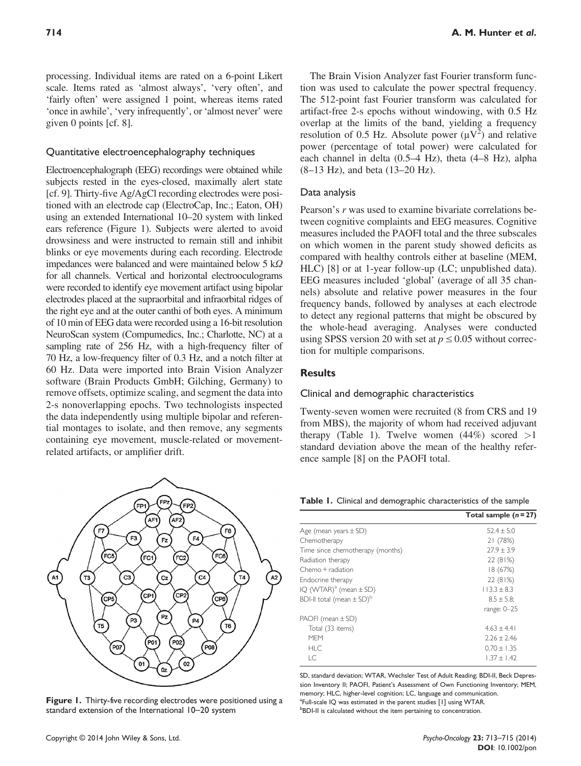processing. Individual items are rated on a 6-point Likert scale. Items rated as 'almost always', 'very often', and 'fairly often' were assigned 1 point, whereas items rated 'once in awhile', 'very infrequently', or 'almost never' were given 0 points [cf. 8].

### Quantitative electroencephalography techniques

Electroencephalograph (EEG) recordings were obtained while subjects rested in the eyes-closed, maximally alert state [cf. 9]. Thirty-five Ag/AgCl recording electrodes were positioned with an electrode cap (ElectroCap, Inc.; Eaton, OH) using an extended International 10–20 system with linked ears reference (Figure 1). Subjects were alerted to avoid drowsiness and were instructed to remain still and inhibit blinks or eye movements during each recording. Electrode impedances were balanced and were maintained below 5 kΩ for all channels. Vertical and horizontal electrooculograms were recorded to identify eye movement artifact using bipolar electrodes placed at the supraorbital and infraorbital ridges of the right eye and at the outer canthi of both eyes. A minimum of 10 min of EEG data were recorded using a 16-bit resolution NeuroScan system (Compumedics, Inc.; Charlotte, NC) at a sampling rate of 256 Hz, with a high-frequency filter of 70 Hz, a low-frequency filter of 0.3 Hz, and a notch filter at 60 Hz. Data were imported into Brain Vision Analyzer software (Brain Products GmbH; Gilching, Germany) to remove offsets, optimize scaling, and segment the data into 2-s nonoverlapping epochs. Two technologists inspected the data independently using multiple bipolar and referential montages to isolate, and then remove, any segments containing eye movement, muscle-related or movement-related artifacts, or amplifier drift.

Figure 1. Thirty-five recording electrodes were positioned using a standard extension of the International 10–20 system

The Brain Vision Analyzer fast Fourier transform function was used to calculate the power spectral frequency. The 512-point fast Fourier transform was calculated for artifact-free 2-s epochs without windowing, with 0.5 Hz overlap at the limits of the band, yielding a frequency resolution of 0.5 Hz. Absolute power ($\mu V^2$) and relative power (percentage of total power) were calculated for each channel in delta (0.5–4 Hz), theta (4–8 Hz), alpha (8–13 Hz), and beta (13–20 Hz).

### Data analysis

Pearson's $r$ was used to examine bivariate correlations between cognitive complaints and EEG measures. Cognitive measures included the PAOFI total and the three subscales on which women in the parent study showed deficits as compared with healthy controls either at baseline (MEM, HLC) [8] or at 1-year follow-up (LC; unpublished data). EEG measures included 'global' (average of all 35 channels) absolute and relative power measures in the four frequency bands, followed by analyses at each electrode to detect any regional patterns that might be obscured by the whole-head averaging. Analyses were conducted using SPSS version 20 with set at $p \leq 0.05$ without correction for multiple comparisons.

## Results

### Clinical and demographic characteristics

Twenty-seven women were recruited (8 from CRS and 19 from MBS), the majority of whom had received adjuvant therapy (Table 1). Twelve women (44%) scored >1 standard deviation above the mean of the healthy reference sample [8] on the PAOFI total.

**Table 1.** Clinical and demographic characteristics of the sample

| | Total sample ($n = 27$) |
|---|---|
| Age (mean years ± SD) | 52.4 ± 5.0 |
| Chemotherapy | 21 (78%) |
| Time since chemotherapy (months) | 27.9 ± 3.9 |
| Radiation therapy | 22 (81%) |
| Chemo + radiation | 18 (67%) |
| Endocrine therapy | 22 (81%) |
| IQ (WTAR)[a] (mean ± SD) | 113.3 ± 8.3 |
| BDI-II total (mean ± SD)[b] | 8.5 ± 5.8; range: 0–25 |
| PAOFI (mean ± SD) | |
| Total (33 items) | 4.63 ± 4.41 |
| MEM | 2.26 ± 2.46 |
| HLC | 0.70 ± 1.35 |
| LC | 1.37 ± 1.42 |

SD, standard deviation; WTAR, Wechsler Test of Adult Reading; BDI-II, Beck Depression Inventory II; PAOFI, Patient's Assessment of Own Functioning Inventory; MEM, memory; HLC, higher-level cognition; LC, language and communication.
[a]Full-scale IQ was estimated in the parent studies [1] using WTAR.
[b]BDI-II is calculated without the item pertaining to concentration.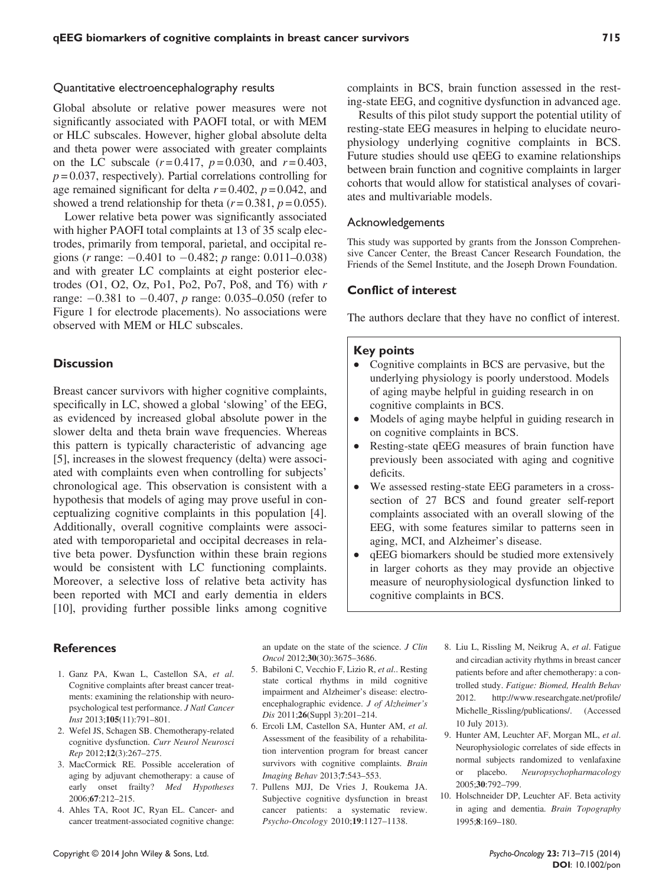### Quantitative electroencephalography results

Global absolute or relative power measures were not significantly associated with PAOFI total, or with MEM or HLC subscales. However, higher global absolute delta and theta power were associated with greater complaints on the LC subscale ($r = 0.417$, $p = 0.030$, and $r = 0.403$, $p = 0.037$, respectively). Partial correlations controlling for age remained significant for delta $r = 0.402$, $p = 0.042$, and showed a trend relationship for theta ($r = 0.381$, $p = 0.055$).

Lower relative beta power was significantly associated with higher PAOFI total complaints at 13 of 35 scalp electrodes, primarily from temporal, parietal, and occipital regions ($r$ range: $-0.401$ to $-0.482$; $p$ range: 0.011–0.038) and with greater LC complaints at eight posterior electrodes (O1, O2, Oz, Po1, Po2, Po7, Po8, and T6) with $r$ range: $-0.381$ to $-0.407$, $p$ range: 0.035–0.050 (refer to Figure 1 for electrode placements). No associations were observed with MEM or HLC subscales.

## Discussion

Breast cancer survivors with higher cognitive complaints, specifically in LC, showed a global 'slowing' of the EEG, as evidenced by increased global absolute power in the slower delta and theta brain wave frequencies. Whereas this pattern is typically characteristic of advancing age [5], increases in the slowest frequency (delta) were associated with complaints even when controlling for subjects' chronological age. This observation is consistent with a hypothesis that models of aging may prove useful in conceptualizing cognitive complaints in this population [4]. Additionally, overall cognitive complaints were associated with temporoparietal and occipital decreases in relative beta power. Dysfunction within these brain regions would be consistent with LC functioning complaints. Moreover, a selective loss of relative beta activity has been reported with MCI and early dementia in elders [10], providing further possible links among cognitive complaints in BCS, brain function assessed in the resting-state EEG, and cognitive dysfunction in advanced age.

Results of this pilot study support the potential utility of resting-state EEG measures in helping to elucidate neurophysiology underlying cognitive complaints in BCS. Future studies should use qEEG to examine relationships between brain function and cognitive complaints in larger cohorts that would allow for statistical analyses of covariates and multivariable models.

### Acknowledgements

This study was supported by grants from the Jonsson Comprehensive Cancer Center, the Breast Cancer Research Foundation, the Friends of the Semel Institute, and the Joseph Drown Foundation.

## Conflict of interest

The authors declare that they have no conflict of interest.

### Key points

- Cognitive complaints in BCS are pervasive, but the underlying physiology is poorly understood. Models of aging maybe helpful in guiding research in on cognitive complaints in BCS.
- Models of aging maybe helpful in guiding research in on cognitive complaints in BCS.
- Resting-state qEEG measures of brain function have previously been associated with aging and cognitive deficits.
- We assessed resting-state EEG parameters in a cross-section of 27 BCS and found greater self-report complaints associated with an overall slowing of the EEG, with some features similar to patterns seen in aging, MCI, and Alzheimer's disease.
- qEEG biomarkers should be studied more extensively in larger cohorts as they may provide an objective measure of neurophysiological dysfunction linked to cognitive complaints in BCS.

## References

1. Ganz PA, Kwan L, Castellon SA, *et al*. Cognitive complaints after breast cancer treatments: examining the relationship with neuropsychological test performance. *J Natl Cancer Inst* 2013;**105**(11):791–801.
2. Wefel JS, Schagen SB. Chemotherapy-related cognitive dysfunction. *Curr Neurol Neurosci Rep* 2012;**12**(3):267–275.
3. MacCormick RE. Possible acceleration of aging by adjuvant chemotherapy: a cause of early onset frailty? *Med Hypotheses* 2006;**67**:212–215.
4. Ahles TA, Root JC, Ryan EL. Cancer- and cancer treatment-associated cognitive change: an update on the state of the science. *J Clin Oncol* 2012;**30**(30):3675–3686.
5. Babiloni C, Vecchio F, Lizio R, *et al*.. Resting state cortical rhythms in mild cognitive impairment and Alzheimer's disease: electroencephalographic evidence. *J of Alzheimer's Dis* 2011;**26**(Suppl 3):201–214.
6. Ercoli LM, Castellon SA, Hunter AM, *et al*. Assessment of the feasibility of a rehabilitation intervention program for breast cancer survivors with cognitive complaints. *Brain Imaging Behav* 2013;**7**:543–553.
7. Pullens MJJ, De Vries J, Roukema JA. Subjective cognitive dysfunction in breast cancer patients: a systematic review. *Psycho-Oncology* 2010;**19**:1127–1138.
8. Liu L, Rissling M, Neikrug A, *et al*. Fatigue and circadian activity rhythms in breast cancer patients before and after chemotherapy: a controlled study. *Fatigue: Biomed, Health Behav* 2012. http://www.researchgate.net/profile/Michelle_Rissling/publications/. (Accessed 10 July 2013).
9. Hunter AM, Leuchter AF, Morgan ML, *et al*. Neurophysiologic correlates of side effects in normal subjects randomized to venlafaxine or placebo. *Neuropsychopharmacology* 2005;**30**:792–799.
10. Holschneider DP, Leuchter AF. Beta activity in aging and dementia. *Brain Topography* 1995;**8**:169–180.